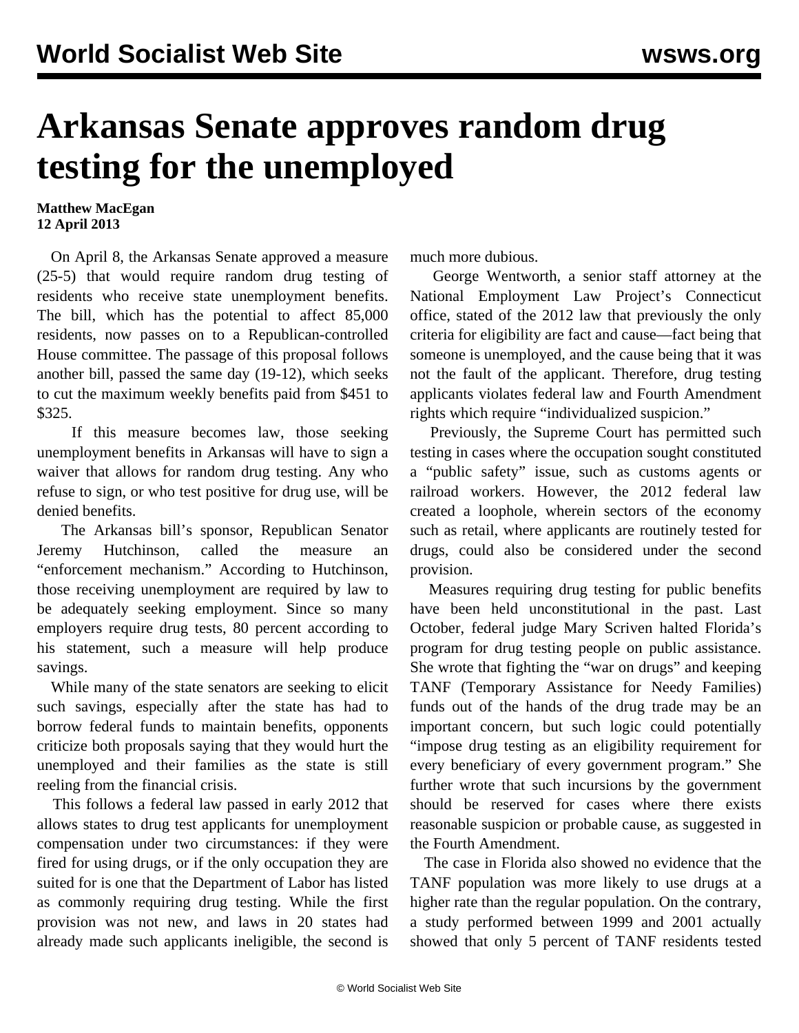# Arkansas Senate approves random drug testing for the unemployed

**Matthew MacEgan**
**12 April 2013**

On April 8, the Arkansas Senate approved a measure (25-5) that would require random drug testing of residents who receive state unemployment benefits. The bill, which has the potential to affect 85,000 residents, now passes on to a Republican-controlled House committee. The passage of this proposal follows another bill, passed the same day (19-12), which seeks to cut the maximum weekly benefits paid from $451 to $325.

If this measure becomes law, those seeking unemployment benefits in Arkansas will have to sign a waiver that allows for random drug testing. Any who refuse to sign, or who test positive for drug use, will be denied benefits.

The Arkansas bill's sponsor, Republican Senator Jeremy Hutchinson, called the measure an "enforcement mechanism." According to Hutchinson, those receiving unemployment are required by law to be adequately seeking employment. Since so many employers require drug tests, 80 percent according to his statement, such a measure will help produce savings.

While many of the state senators are seeking to elicit such savings, especially after the state has had to borrow federal funds to maintain benefits, opponents criticize both proposals saying that they would hurt the unemployed and their families as the state is still reeling from the financial crisis.

This follows a federal law passed in early 2012 that allows states to drug test applicants for unemployment compensation under two circumstances: if they were fired for using drugs, or if the only occupation they are suited for is one that the Department of Labor has listed as commonly requiring drug testing. While the first provision was not new, and laws in 20 states had already made such applicants ineligible, the second is much more dubious.

George Wentworth, a senior staff attorney at the National Employment Law Project's Connecticut office, stated of the 2012 law that previously the only criteria for eligibility are fact and cause—fact being that someone is unemployed, and the cause being that it was not the fault of the applicant. Therefore, drug testing applicants violates federal law and Fourth Amendment rights which require "individualized suspicion."

Previously, the Supreme Court has permitted such testing in cases where the occupation sought constituted a "public safety" issue, such as customs agents or railroad workers. However, the 2012 federal law created a loophole, wherein sectors of the economy such as retail, where applicants are routinely tested for drugs, could also be considered under the second provision.

Measures requiring drug testing for public benefits have been held unconstitutional in the past. Last October, federal judge Mary Scriven halted Florida's program for drug testing people on public assistance. She wrote that fighting the "war on drugs" and keeping TANF (Temporary Assistance for Needy Families) funds out of the hands of the drug trade may be an important concern, but such logic could potentially "impose drug testing as an eligibility requirement for every beneficiary of every government program." She further wrote that such incursions by the government should be reserved for cases where there exists reasonable suspicion or probable cause, as suggested in the Fourth Amendment.

The case in Florida also showed no evidence that the TANF population was more likely to use drugs at a higher rate than the regular population. On the contrary, a study performed between 1999 and 2001 actually showed that only 5 percent of TANF residents tested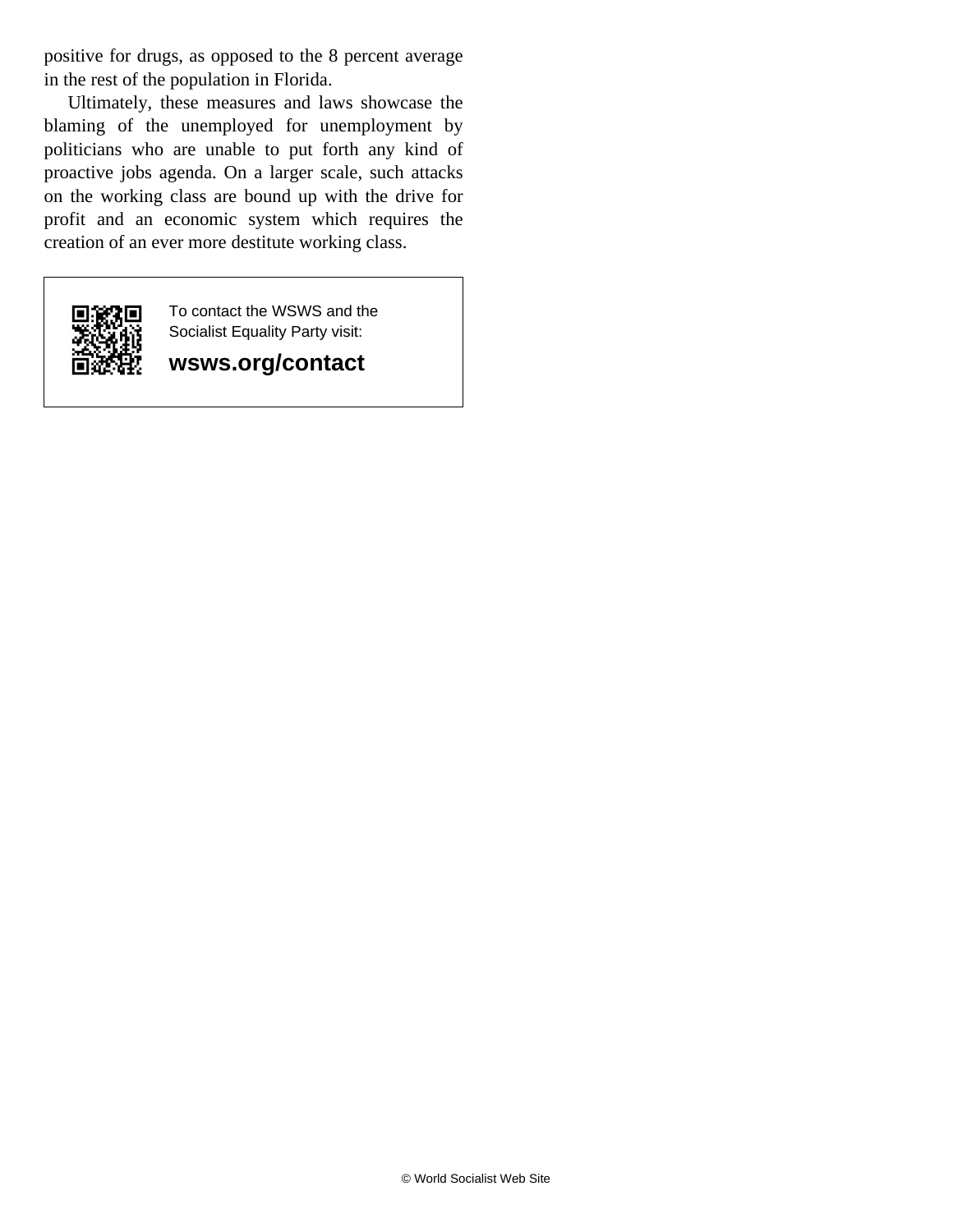positive for drugs, as opposed to the 8 percent average in the rest of the population in Florida.

Ultimately, these measures and laws showcase the blaming of the unemployed for unemployment by politicians who are unable to put forth any kind of proactive jobs agenda. On a larger scale, such attacks on the working class are bound up with the drive for profit and an economic system which requires the creation of an ever more destitute working class.

To contact the WSWS and the Socialist Equality Party visit:

**wsws.org/contact**